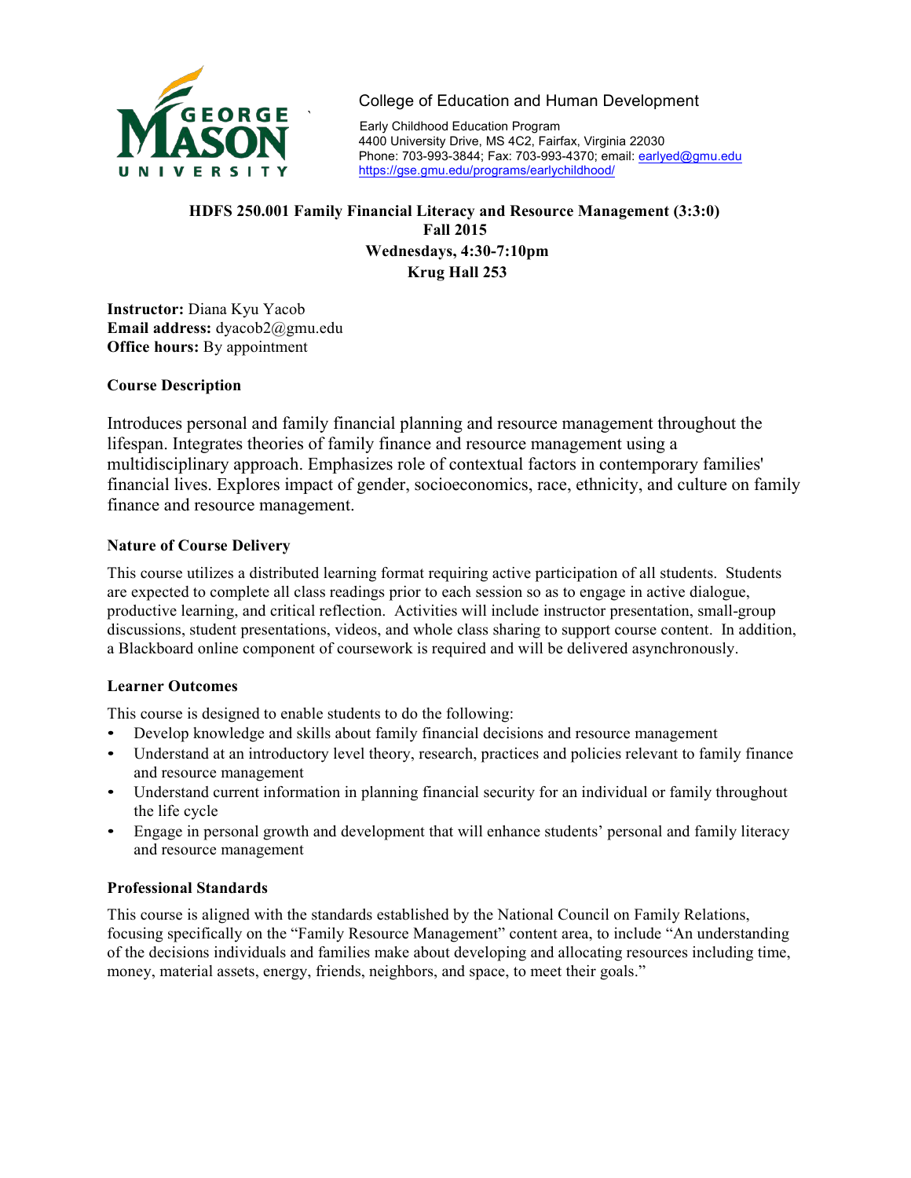College of Education and Human Development

Early Childhood Education Program
4400 University Drive, MS 4C2, Fairfax, Virginia 22030
Phone: 703-993-3844; Fax: 703-993-4370; email: earlyed@gmu.edu
https://gse.gmu.edu/programs/earlychildhood/

**HDFS 250.001 Family Financial Literacy and Resource Management (3:3:0)**
**Fall 2015**
**Wednesdays, 4:30-7:10pm**
**Krug Hall 253**

**Instructor:** Diana Kyu Yacob
**Email address:** dyacob2@gmu.edu
**Office hours:** By appointment

### Course Description

Introduces personal and family financial planning and resource management throughout the lifespan. Integrates theories of family finance and resource management using a multidisciplinary approach. Emphasizes role of contextual factors in contemporary families' financial lives. Explores impact of gender, socioeconomics, race, ethnicity, and culture on family finance and resource management.

### Nature of Course Delivery

This course utilizes a distributed learning format requiring active participation of all students. Students are expected to complete all class readings prior to each session so as to engage in active dialogue, productive learning, and critical reflection. Activities will include instructor presentation, small-group discussions, student presentations, videos, and whole class sharing to support course content. In addition, a Blackboard online component of coursework is required and will be delivered asynchronously.

### Learner Outcomes

This course is designed to enable students to do the following:

- Develop knowledge and skills about family financial decisions and resource management
- Understand at an introductory level theory, research, practices and policies relevant to family finance and resource management
- Understand current information in planning financial security for an individual or family throughout the life cycle
- Engage in personal growth and development that will enhance students' personal and family literacy and resource management

### Professional Standards

This course is aligned with the standards established by the National Council on Family Relations, focusing specifically on the "Family Resource Management" content area, to include "An understanding of the decisions individuals and families make about developing and allocating resources including time, money, material assets, energy, friends, neighbors, and space, to meet their goals."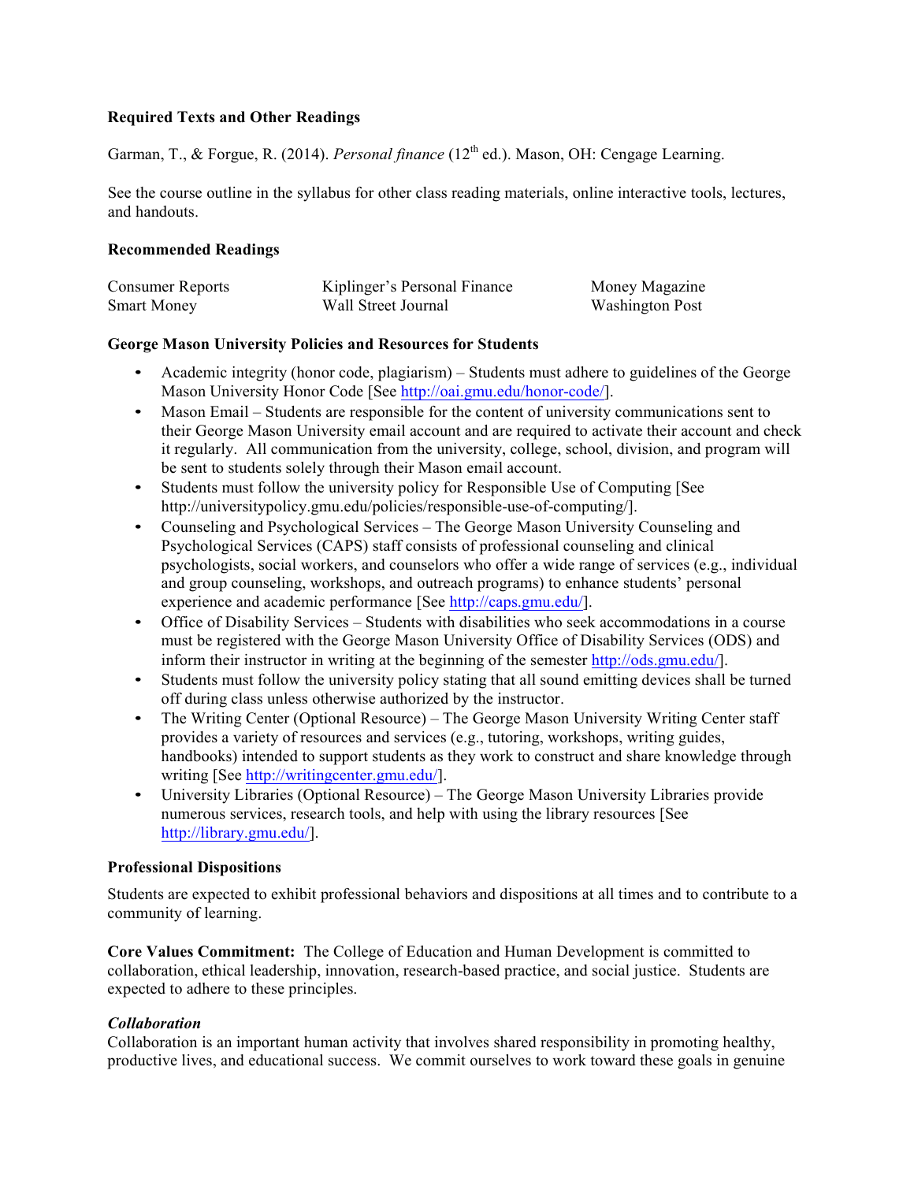**Required Texts and Other Readings**

Garman, T., & Forgue, R. (2014). *Personal finance* (12[th] ed.). Mason, OH: Cengage Learning.

See the course outline in the syllabus for other class reading materials, online interactive tools, lectures, and handouts.

**Recommended Readings**

| | | |
|---|---|---|
| Consumer Reports | Kiplinger's Personal Finance | Money Magazine |
| Smart Money | Wall Street Journal | Washington Post |

**George Mason University Policies and Resources for Students**

- Academic integrity (honor code, plagiarism) – Students must adhere to guidelines of the George Mason University Honor Code [See http://oai.gmu.edu/honor-code/].
- Mason Email – Students are responsible for the content of university communications sent to their George Mason University email account and are required to activate their account and check it regularly. All communication from the university, college, school, division, and program will be sent to students solely through their Mason email account.
- Students must follow the university policy for Responsible Use of Computing [See http://universitypolicy.gmu.edu/policies/responsible-use-of-computing/].
- Counseling and Psychological Services – The George Mason University Counseling and Psychological Services (CAPS) staff consists of professional counseling and clinical psychologists, social workers, and counselors who offer a wide range of services (e.g., individual and group counseling, workshops, and outreach programs) to enhance students' personal experience and academic performance [See http://caps.gmu.edu/].
- Office of Disability Services – Students with disabilities who seek accommodations in a course must be registered with the George Mason University Office of Disability Services (ODS) and inform their instructor in writing at the beginning of the semester http://ods.gmu.edu/].
- Students must follow the university policy stating that all sound emitting devices shall be turned off during class unless otherwise authorized by the instructor.
- The Writing Center (Optional Resource) – The George Mason University Writing Center staff provides a variety of resources and services (e.g., tutoring, workshops, writing guides, handbooks) intended to support students as they work to construct and share knowledge through writing [See http://writingcenter.gmu.edu/].
- University Libraries (Optional Resource) – The George Mason University Libraries provide numerous services, research tools, and help with using the library resources [See http://library.gmu.edu/].

**Professional Dispositions**

Students are expected to exhibit professional behaviors and dispositions at all times and to contribute to a community of learning.

**Core Values Commitment:** The College of Education and Human Development is committed to collaboration, ethical leadership, innovation, research-based practice, and social justice. Students are expected to adhere to these principles.

***Collaboration***

Collaboration is an important human activity that involves shared responsibility in promoting healthy, productive lives, and educational success. We commit ourselves to work toward these goals in genuine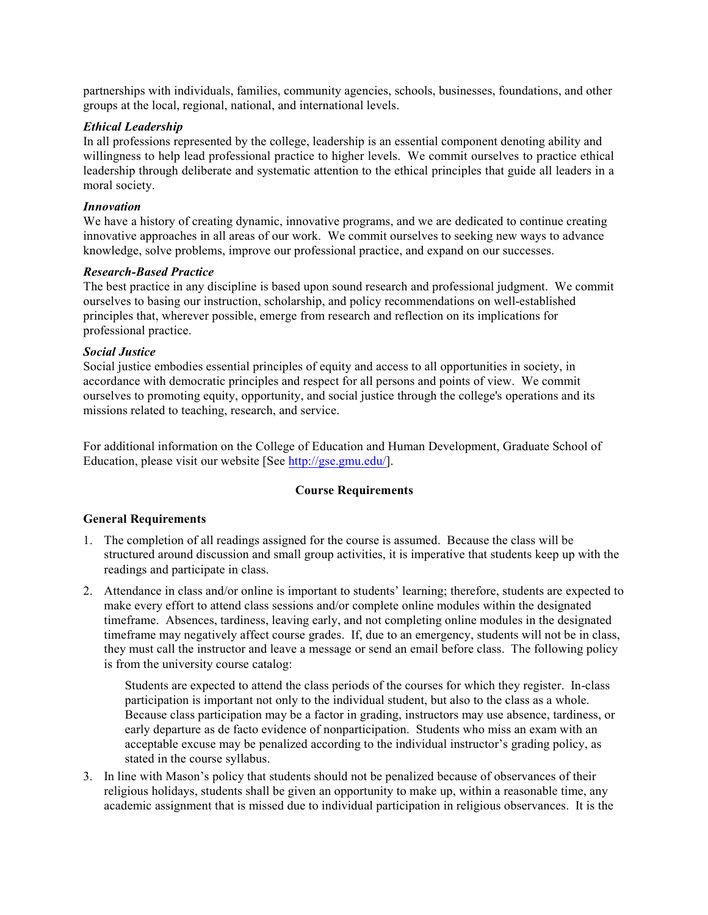partnerships with individuals, families, community agencies, schools, businesses, foundations, and other groups at the local, regional, national, and international levels.

***Ethical Leadership***
In all professions represented by the college, leadership is an essential component denoting ability and willingness to help lead professional practice to higher levels. We commit ourselves to practice ethical leadership through deliberate and systematic attention to the ethical principles that guide all leaders in a moral society.

***Innovation***
We have a history of creating dynamic, innovative programs, and we are dedicated to continue creating innovative approaches in all areas of our work. We commit ourselves to seeking new ways to advance knowledge, solve problems, improve our professional practice, and expand on our successes.

***Research-Based Practice***
The best practice in any discipline is based upon sound research and professional judgment. We commit ourselves to basing our instruction, scholarship, and policy recommendations on well-established principles that, wherever possible, emerge from research and reflection on its implications for professional practice.

***Social Justice***
Social justice embodies essential principles of equity and access to all opportunities in society, in accordance with democratic principles and respect for all persons and points of view. We commit ourselves to promoting equity, opportunity, and social justice through the college's operations and its missions related to teaching, research, and service.

For additional information on the College of Education and Human Development, Graduate School of Education, please visit our website [See http://gse.gmu.edu/].

## Course Requirements

### General Requirements

1. The completion of all readings assigned for the course is assumed. Because the class will be structured around discussion and small group activities, it is imperative that students keep up with the readings and participate in class.

2. Attendance in class and/or online is important to students' learning; therefore, students are expected to make every effort to attend class sessions and/or complete online modules within the designated timeframe. Absences, tardiness, leaving early, and not completing online modules in the designated timeframe may negatively affect course grades. If, due to an emergency, students will not be in class, they must call the instructor and leave a message or send an email before class. The following policy is from the university course catalog:

   > Students are expected to attend the class periods of the courses for which they register. In-class participation is important not only to the individual student, but also to the class as a whole. Because class participation may be a factor in grading, instructors may use absence, tardiness, or early departure as de facto evidence of nonparticipation. Students who miss an exam with an acceptable excuse may be penalized according to the individual instructor's grading policy, as stated in the course syllabus.

3. In line with Mason's policy that students should not be penalized because of observances of their religious holidays, students shall be given an opportunity to make up, within a reasonable time, any academic assignment that is missed due to individual participation in religious observances. It is the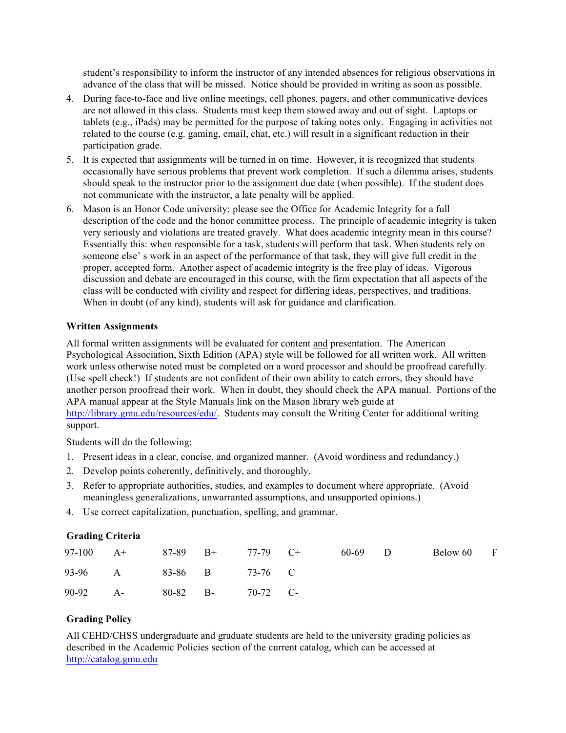student's responsibility to inform the instructor of any intended absences for religious observations in advance of the class that will be missed. Notice should be provided in writing as soon as possible.

4. During face-to-face and live online meetings, cell phones, pagers, and other communicative devices are not allowed in this class. Students must keep them stowed away and out of sight. Laptops or tablets (e.g., iPads) may be permitted for the purpose of taking notes only. Engaging in activities not related to the course (e.g. gaming, email, chat, etc.) will result in a significant reduction in their participation grade.
5. It is expected that assignments will be turned in on time. However, it is recognized that students occasionally have serious problems that prevent work completion. If such a dilemma arises, students should speak to the instructor prior to the assignment due date (when possible). If the student does not communicate with the instructor, a late penalty will be applied.
6. Mason is an Honor Code university; please see the Office for Academic Integrity for a full description of the code and the honor committee process. The principle of academic integrity is taken very seriously and violations are treated gravely. What does academic integrity mean in this course? Essentially this: when responsible for a task, students will perform that task. When students rely on someone else' s work in an aspect of the performance of that task, they will give full credit in the proper, accepted form. Another aspect of academic integrity is the free play of ideas. Vigorous discussion and debate are encouraged in this course, with the firm expectation that all aspects of the class will be conducted with civility and respect for differing ideas, perspectives, and traditions. When in doubt (of any kind), students will ask for guidance and clarification.

**Written Assignments**

All formal written assignments will be evaluated for content <u>and</u> presentation. The American Psychological Association, Sixth Edition (APA) style will be followed for all written work. All written work unless otherwise noted must be completed on a word processor and should be proofread carefully. (Use spell check!) If students are not confident of their own ability to catch errors, they should have another person proofread their work. When in doubt, they should check the APA manual. Portions of the APA manual appear at the Style Manuals link on the Mason library web guide at http://library.gmu.edu/resources/edu/. Students may consult the Writing Center for additional writing support.

Students will do the following:

1. Present ideas in a clear, concise, and organized manner. (Avoid wordiness and redundancy.)
2. Develop points coherently, definitively, and thoroughly.
3. Refer to appropriate authorities, studies, and examples to document where appropriate. (Avoid meaningless generalizations, unwarranted assumptions, and unsupported opinions.)
4. Use correct capitalization, punctuation, spelling, and grammar.

**Grading Criteria**

| | | | | | | | | | |
|---|---|---|---|---|---|---|---|---|---|
| 97-100 | A+ | 87-89 | B+ | 77-79 | C+ | 60-69 | D | Below 60 | F |
| 93-96 | A | 83-86 | B | 73-76 | C | | | | |
| 90-92 | A- | 80-82 | B- | 70-72 | C- | | | | |

**Grading Policy**

All CEHD/CHSS undergraduate and graduate students are held to the university grading policies as described in the Academic Policies section of the current catalog, which can be accessed at http://catalog.gmu.edu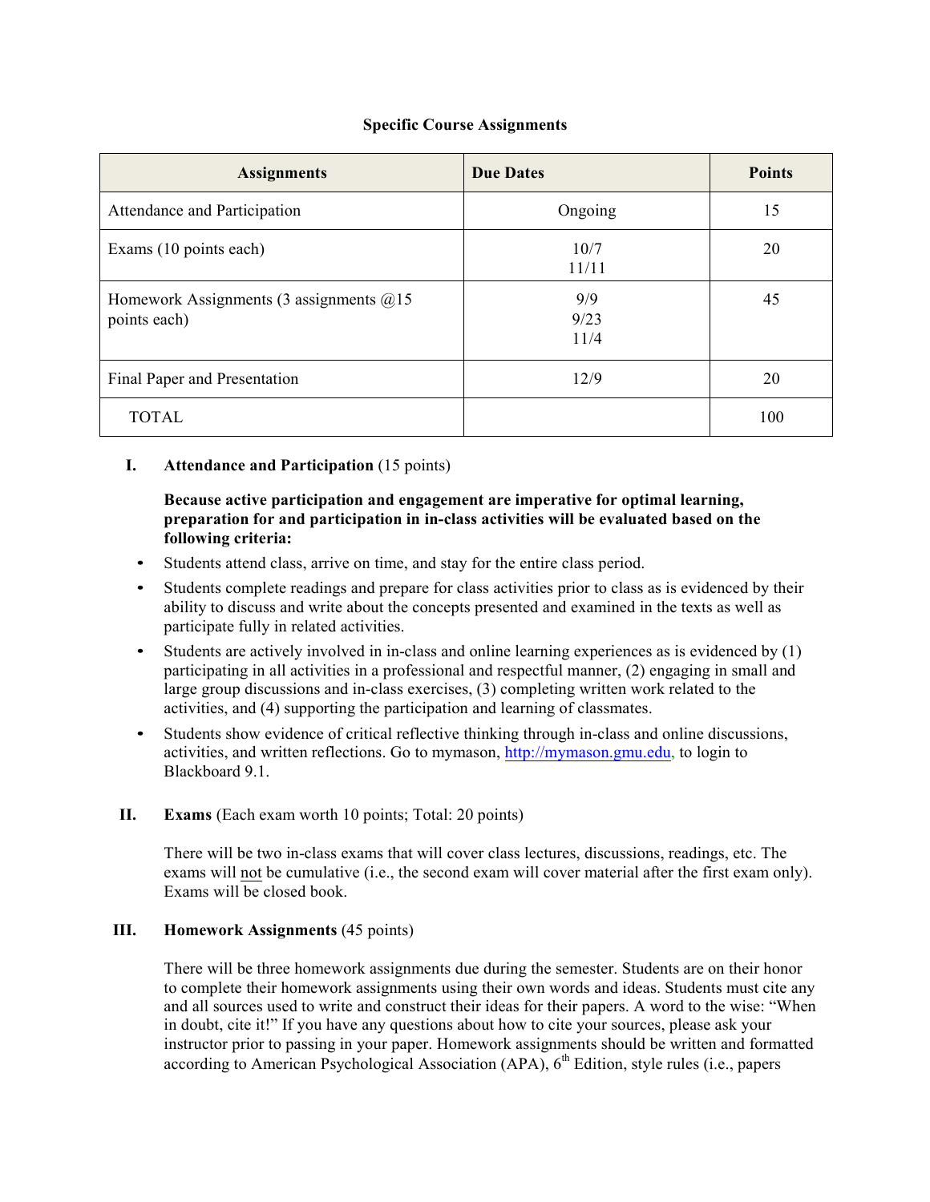**Specific Course Assignments**

| Assignments | Due Dates | Points |
|---|---|---|
| Attendance and Participation | Ongoing | 15 |
| Exams (10 points each) | 10/7<br>11/11 | 20 |
| Homework Assignments (3 assignments @15 points each) | 9/9<br>9/23<br>11/4 | 45 |
| Final Paper and Presentation | 12/9 | 20 |
| TOTAL | | 100 |

**I. Attendance and Participation** (15 points)

**Because active participation and engagement are imperative for optimal learning, preparation for and participation in in-class activities will be evaluated based on the following criteria:**

- Students attend class, arrive on time, and stay for the entire class period.
- Students complete readings and prepare for class activities prior to class as is evidenced by their ability to discuss and write about the concepts presented and examined in the texts as well as participate fully in related activities.
- Students are actively involved in in-class and online learning experiences as is evidenced by (1) participating in all activities in a professional and respectful manner, (2) engaging in small and large group discussions and in-class exercises, (3) completing written work related to the activities, and (4) supporting the participation and learning of classmates.
- Students show evidence of critical reflective thinking through in-class and online discussions, activities, and written reflections. Go to mymason, http://mymason.gmu.edu, to login to Blackboard 9.1.

**II. Exams** (Each exam worth 10 points; Total: 20 points)

There will be two in-class exams that will cover class lectures, discussions, readings, etc. The exams will not be cumulative (i.e., the second exam will cover material after the first exam only). Exams will be closed book.

**III. Homework Assignments** (45 points)

There will be three homework assignments due during the semester. Students are on their honor to complete their homework assignments using their own words and ideas. Students must cite any and all sources used to write and construct their ideas for their papers. A word to the wise: "When in doubt, cite it!" If you have any questions about how to cite your sources, please ask your instructor prior to passing in your paper. Homework assignments should be written and formatted according to American Psychological Association (APA), 6th Edition, style rules (i.e., papers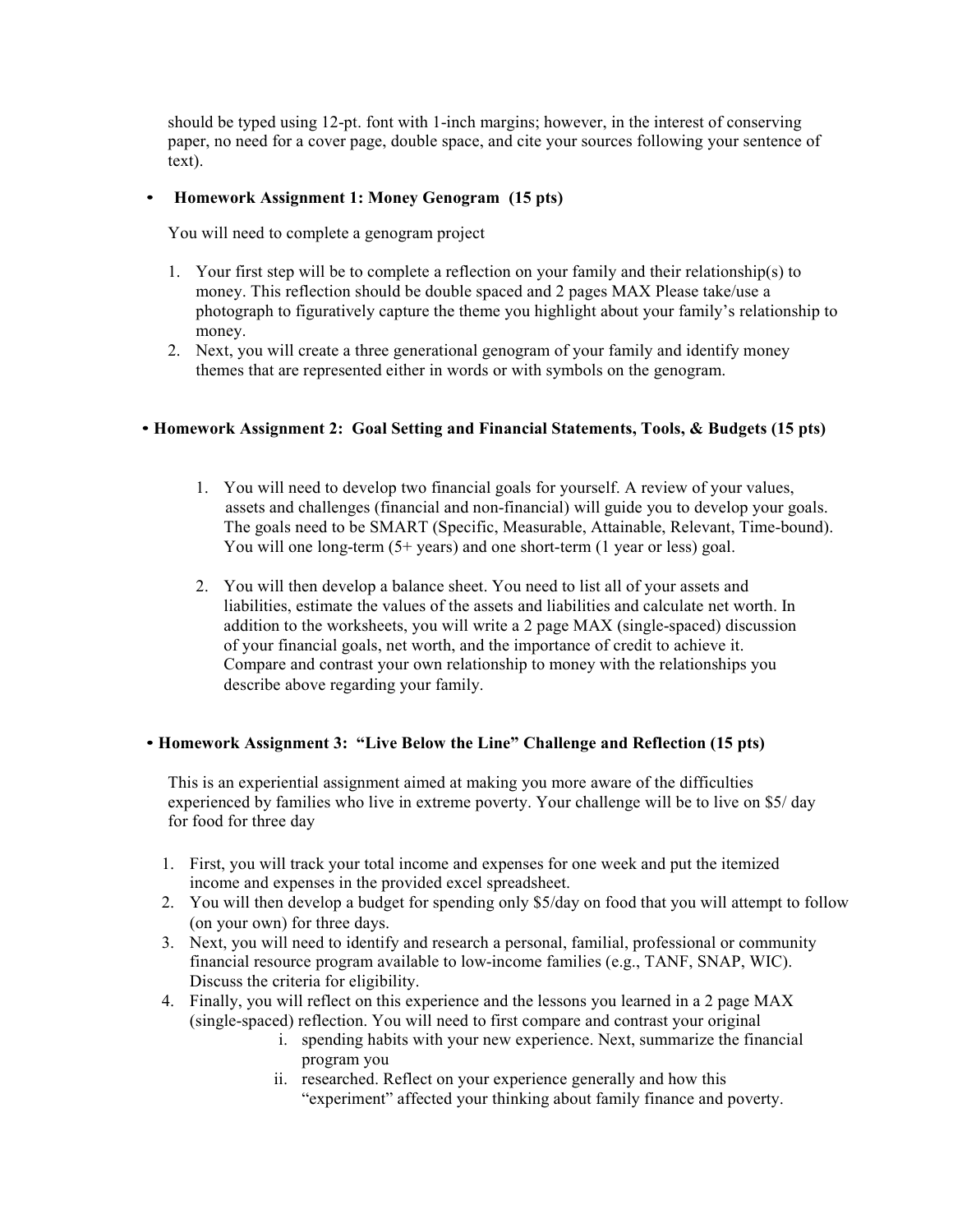should be typed using 12-pt. font with 1-inch margins; however, in the interest of conserving paper, no need for a cover page, double space, and cite your sources following your sentence of text).

- **Homework Assignment 1: Money Genogram (15 pts)**

  You will need to complete a genogram project

  1. Your first step will be to complete a reflection on your family and their relationship(s) to money. This reflection should be double spaced and 2 pages MAX Please take/use a photograph to figuratively capture the theme you highlight about your family's relationship to money.
  2. Next, you will create a three generational genogram of your family and identify money themes that are represented either in words or with symbols on the genogram.

- **Homework Assignment 2: Goal Setting and Financial Statements, Tools, & Budgets (15 pts)**

  1. You will need to develop two financial goals for yourself. A review of your values, assets and challenges (financial and non-financial) will guide you to develop your goals. The goals need to be SMART (Specific, Measurable, Attainable, Relevant, Time-bound). You will one long-term (5+ years) and one short-term (1 year or less) goal.

  2. You will then develop a balance sheet. You need to list all of your assets and liabilities, estimate the values of the assets and liabilities and calculate net worth. In addition to the worksheets, you will write a 2 page MAX (single-spaced) discussion of your financial goals, net worth, and the importance of credit to achieve it. Compare and contrast your own relationship to money with the relationships you describe above regarding your family.

- **Homework Assignment 3: "Live Below the Line" Challenge and Reflection (15 pts)**

  This is an experiential assignment aimed at making you more aware of the difficulties experienced by families who live in extreme poverty. Your challenge will be to live on $5/ day for food for three day

  1. First, you will track your total income and expenses for one week and put the itemized income and expenses in the provided excel spreadsheet.
  2. You will then develop a budget for spending only $5/day on food that you will attempt to follow (on your own) for three days.
  3. Next, you will need to identify and research a personal, familial, professional or community financial resource program available to low-income families (e.g., TANF, SNAP, WIC). Discuss the criteria for eligibility.
  4. Finally, you will reflect on this experience and the lessons you learned in a 2 page MAX (single-spaced) reflection. You will need to first compare and contrast your original
     i. spending habits with your new experience. Next, summarize the financial program you
     ii. researched. Reflect on your experience generally and how this "experiment" affected your thinking about family finance and poverty.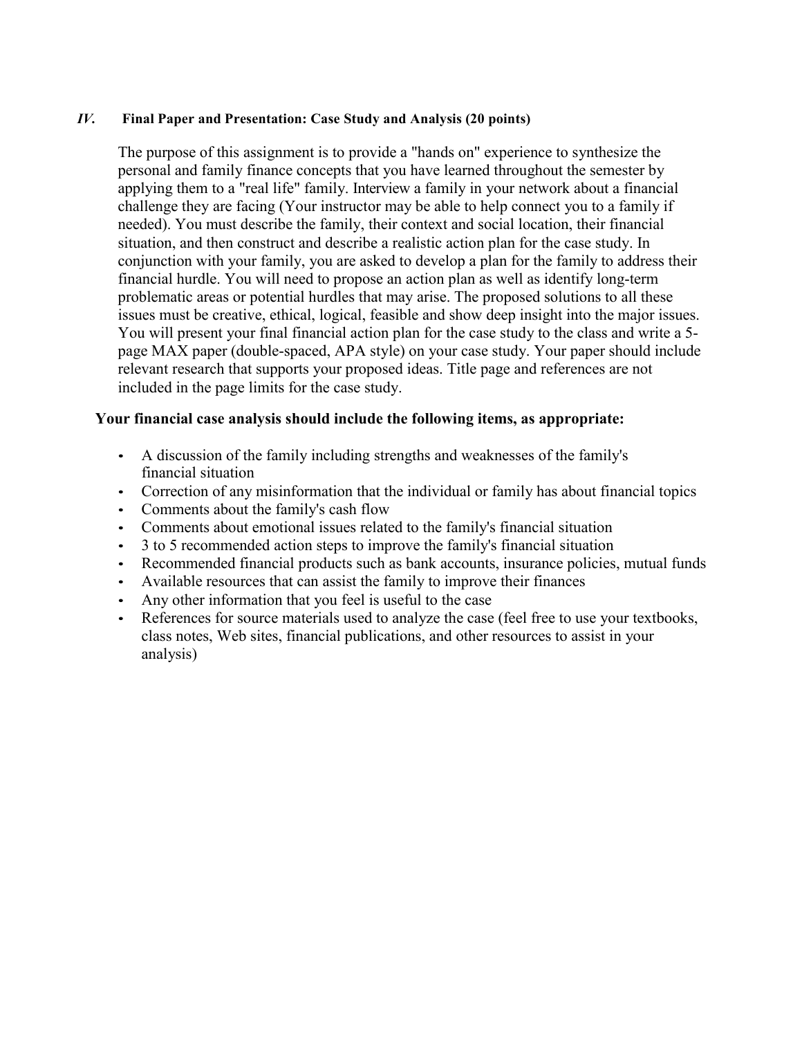### *IV.* Final Paper and Presentation: Case Study and Analysis (20 points)

The purpose of this assignment is to provide a "hands on" experience to synthesize the personal and family finance concepts that you have learned throughout the semester by applying them to a "real life" family. Interview a family in your network about a financial challenge they are facing (Your instructor may be able to help connect you to a family if needed). You must describe the family, their context and social location, their financial situation, and then construct and describe a realistic action plan for the case study. In conjunction with your family, you are asked to develop a plan for the family to address their financial hurdle. You will need to propose an action plan as well as identify long-term problematic areas or potential hurdles that may arise. The proposed solutions to all these issues must be creative, ethical, logical, feasible and show deep insight into the major issues. You will present your final financial action plan for the case study to the class and write a 5-page MAX paper (double-spaced, APA style) on your case study. Your paper should include relevant research that supports your proposed ideas. Title page and references are not included in the page limits for the case study.

**Your financial case analysis should include the following items, as appropriate:**

- A discussion of the family including strengths and weaknesses of the family's financial situation
- Correction of any misinformation that the individual or family has about financial topics
- Comments about the family's cash flow
- Comments about emotional issues related to the family's financial situation
- 3 to 5 recommended action steps to improve the family's financial situation
- Recommended financial products such as bank accounts, insurance policies, mutual funds
- Available resources that can assist the family to improve their finances
- Any other information that you feel is useful to the case
- References for source materials used to analyze the case (feel free to use your textbooks, class notes, Web sites, financial publications, and other resources to assist in your analysis)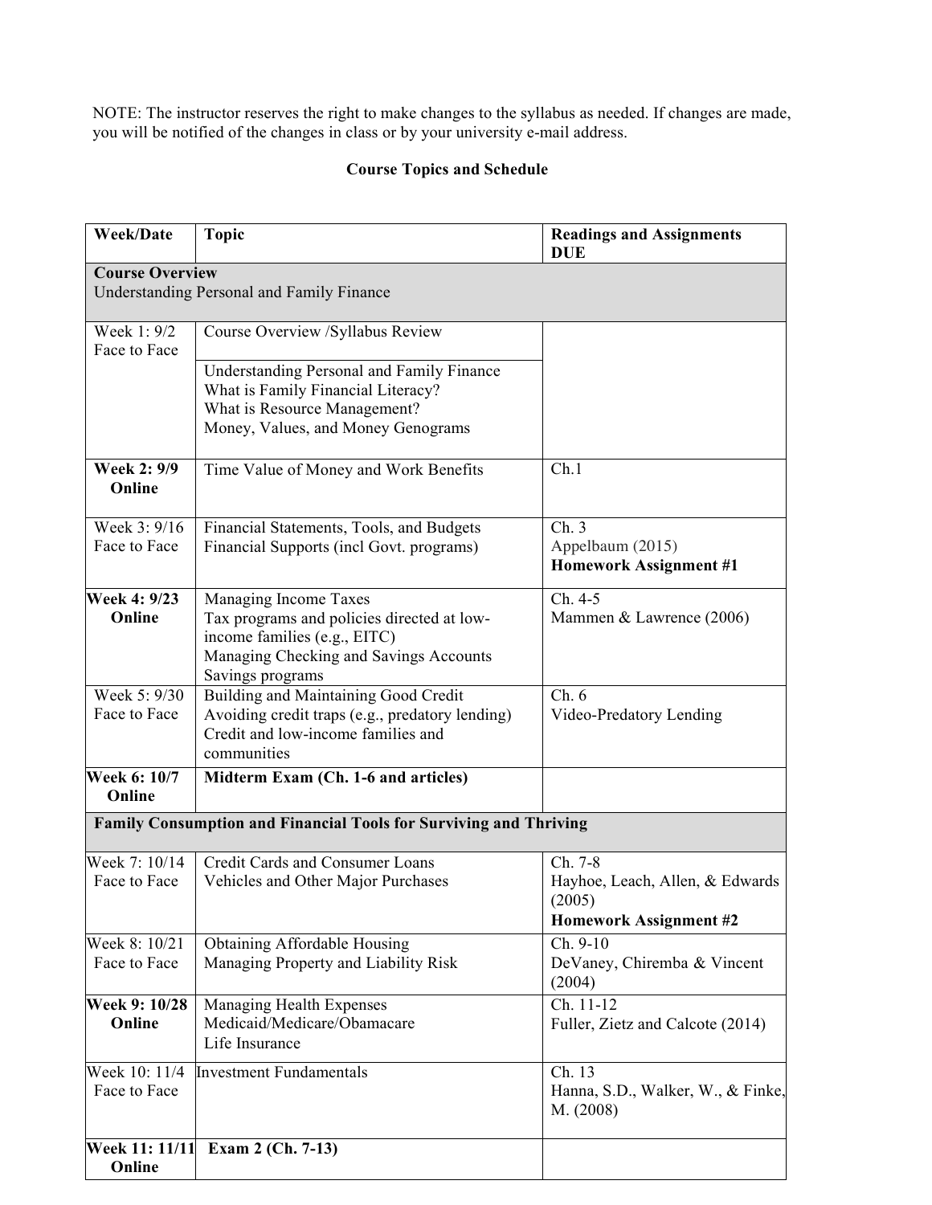NOTE: The instructor reserves the right to make changes to the syllabus as needed. If changes are made, you will be notified of the changes in class or by your university e-mail address.

## Course Topics and Schedule

| Week/Date | Topic | Readings and Assignments DUE |
|---|---|---|
| **Course Overview**<br>Understanding Personal and Family Finance | | |
| Week 1: 9/2<br>Face to Face | Course Overview /Syllabus Review<br><br>Understanding Personal and Family Finance<br>What is Family Financial Literacy?<br>What is Resource Management?<br>Money, Values, and Money Genograms | |
| **Week 2: 9/9**<br>**Online** | Time Value of Money and Work Benefits | Ch.1 |
| Week 3: 9/16<br>Face to Face | Financial Statements, Tools, and Budgets<br>Financial Supports (incl Govt. programs) | Ch. 3<br>Appelbaum (2015)<br>**Homework Assignment #1** |
| **Week 4: 9/23**<br>**Online** | Managing Income Taxes<br>Tax programs and policies directed at low-income families (e.g., EITC)<br>Managing Checking and Savings Accounts<br>Savings programs | Ch. 4-5<br>Mammen & Lawrence (2006) |
| Week 5: 9/30<br>Face to Face | Building and Maintaining Good Credit<br>Avoiding credit traps (e.g., predatory lending)<br>Credit and low-income families and communities | Ch. 6<br>Video-Predatory Lending |
| **Week 6: 10/7**<br>**Online** | **Midterm Exam (Ch. 1-6 and articles)** | |
| **Family Consumption and Financial Tools for Surviving and Thriving** | | |
| Week 7: 10/14<br>Face to Face | Credit Cards and Consumer Loans<br>Vehicles and Other Major Purchases | Ch. 7-8<br>Hayhoe, Leach, Allen, & Edwards (2005)<br>**Homework Assignment #2** |
| Week 8: 10/21<br>Face to Face | Obtaining Affordable Housing<br>Managing Property and Liability Risk | Ch. 9-10<br>DeVaney, Chiremba & Vincent (2004) |
| **Week 9: 10/28**<br>**Online** | Managing Health Expenses<br>Medicaid/Medicare/Obamacare<br>Life Insurance | Ch. 11-12<br>Fuller, Zietz and Calcote (2014) |
| Week 10: 11/4<br>Face to Face | Investment Fundamentals | Ch. 13<br>Hanna, S.D., Walker, W., & Finke, M. (2008) |
| **Week 11: 11/11**<br>**Online** | **Exam 2 (Ch. 7-13)** | |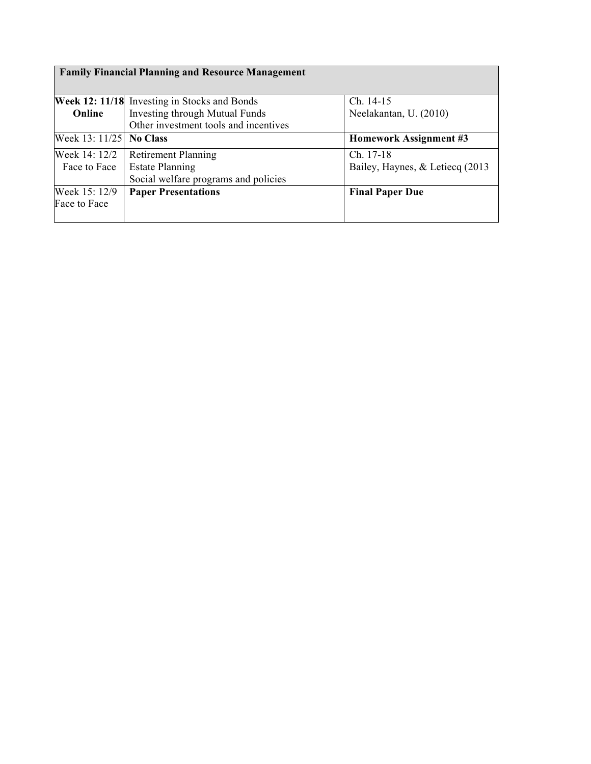| **Family Financial Planning and Resource Management** | | |
|---|---|---|
| **Week 12: 11/18 Online** | Investing in Stocks and Bonds<br>Investing through Mutual Funds<br>Other investment tools and incentives | Ch. 14-15<br>Neelakantan, U. (2010) |
| Week 13: 11/25 | **No Class** | **Homework Assignment #3** |
| Week 14: 12/2 Face to Face | Retirement Planning<br>Estate Planning<br>Social welfare programs and policies | Ch. 17-18<br>Bailey, Haynes, & Letiecq (2013 |
| Week 15: 12/9 Face to Face | **Paper Presentations** | **Final Paper Due** |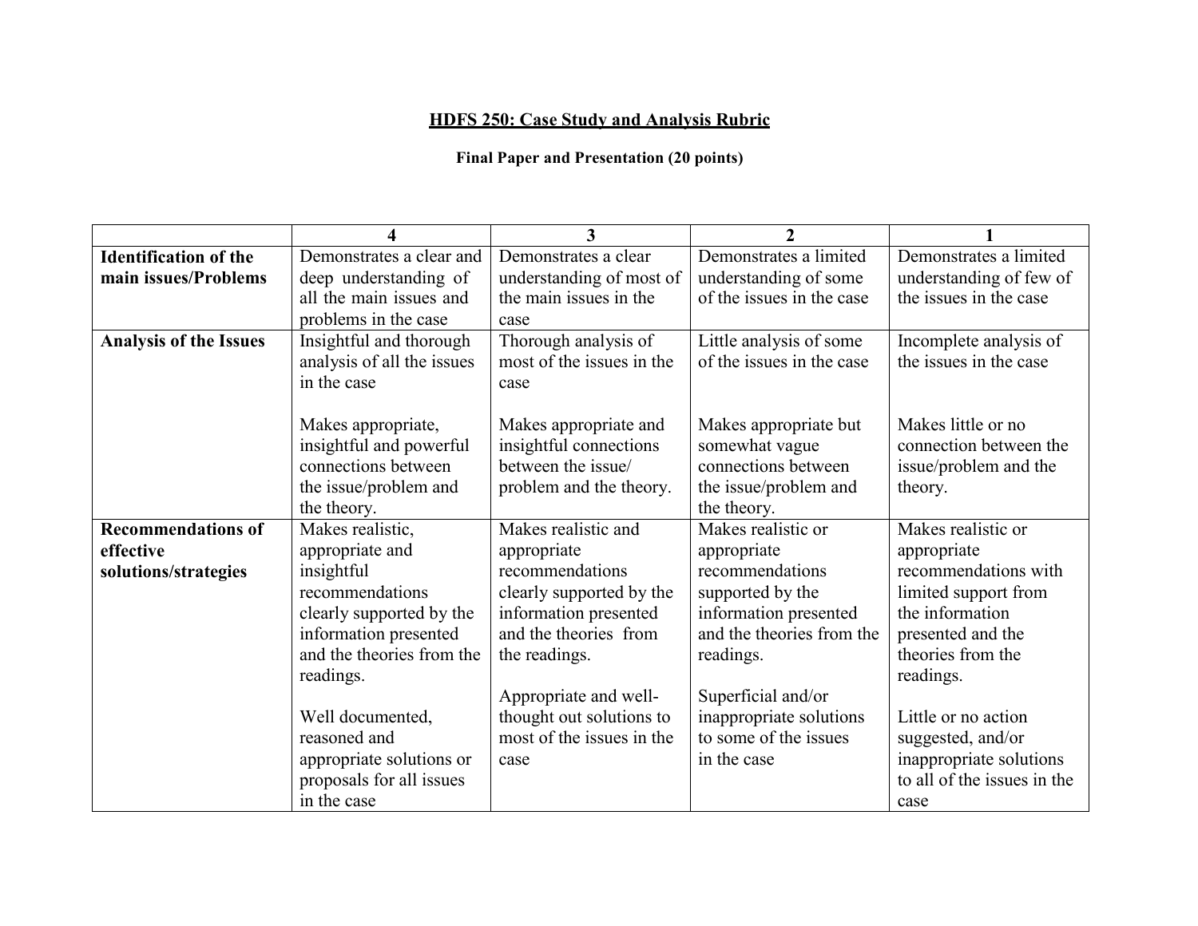# HDFS 250: Case Study and Analysis Rubric

**Final Paper and Presentation (20 points)**

| | 4 | 3 | 2 | 1 |
|---|---|---|---|---|
| **Identification of the main issues/Problems** | Demonstrates a clear and deep understanding of all the main issues and problems in the case | Demonstrates a clear understanding of most of the main issues in the case | Demonstrates a limited understanding of some of the issues in the case | Demonstrates a limited understanding of few of the issues in the case |
| **Analysis of the Issues** | Insightful and thorough analysis of all the issues in the case<br><br>Makes appropriate, insightful and powerful connections between the issue/problem and the theory. | Thorough analysis of most of the issues in the case<br><br>Makes appropriate and insightful connections between the issue/ problem and the theory. | Little analysis of some of the issues in the case<br><br>Makes appropriate but somewhat vague connections between the issue/problem and the theory. | Incomplete analysis of the issues in the case<br><br>Makes little or no connection between the issue/problem and the theory. |
| **Recommendations of effective solutions/strategies** | Makes realistic, appropriate and insightful recommendations clearly supported by the information presented and the theories from the readings.<br><br>Well documented, reasoned and appropriate solutions or proposals for all issues in the case | Makes realistic and appropriate recommendations clearly supported by the information presented and the theories from the readings.<br><br>Appropriate and well-thought out solutions to most of the issues in the case | Makes realistic or appropriate recommendations supported by the information presented and the theories from the readings.<br><br>Superficial and/or inappropriate solutions to some of the issues in the case | Makes realistic or appropriate recommendations with limited support from the information presented and the theories from the readings.<br><br>Little or no action suggested, and/or inappropriate solutions to all of the issues in the case |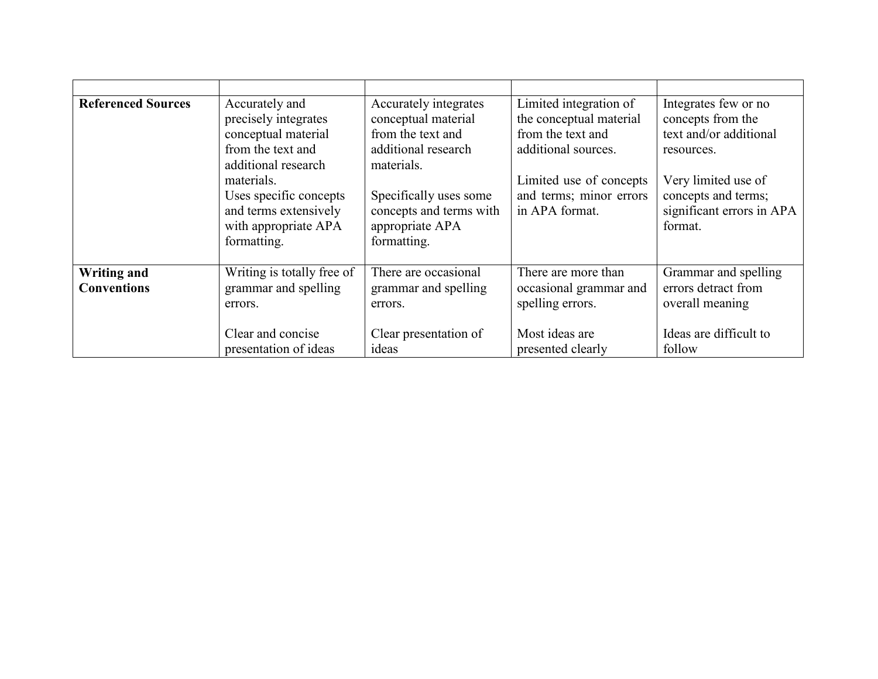| | | | | |
|---|---|---|---|---|
| **Referenced Sources** | Accurately and precisely integrates conceptual material from the text and additional research materials.<br>Uses specific concepts and terms extensively with appropriate APA formatting. | Accurately integrates conceptual material from the text and additional research materials.<br><br>Specifically uses some concepts and terms with appropriate APA formatting. | Limited integration of the conceptual material from the text and additional sources.<br><br>Limited use of concepts and terms; minor errors in APA format. | Integrates few or no concepts from the text and/or additional resources.<br><br>Very limited use of concepts and terms; significant errors in APA format. |
| **Writing and Conventions** | Writing is totally free of grammar and spelling errors.<br><br>Clear and concise presentation of ideas | There are occasional grammar and spelling errors.<br><br>Clear presentation of ideas | There are more than occasional grammar and spelling errors.<br><br>Most ideas are presented clearly | Grammar and spelling errors detract from overall meaning<br><br>Ideas are difficult to follow |